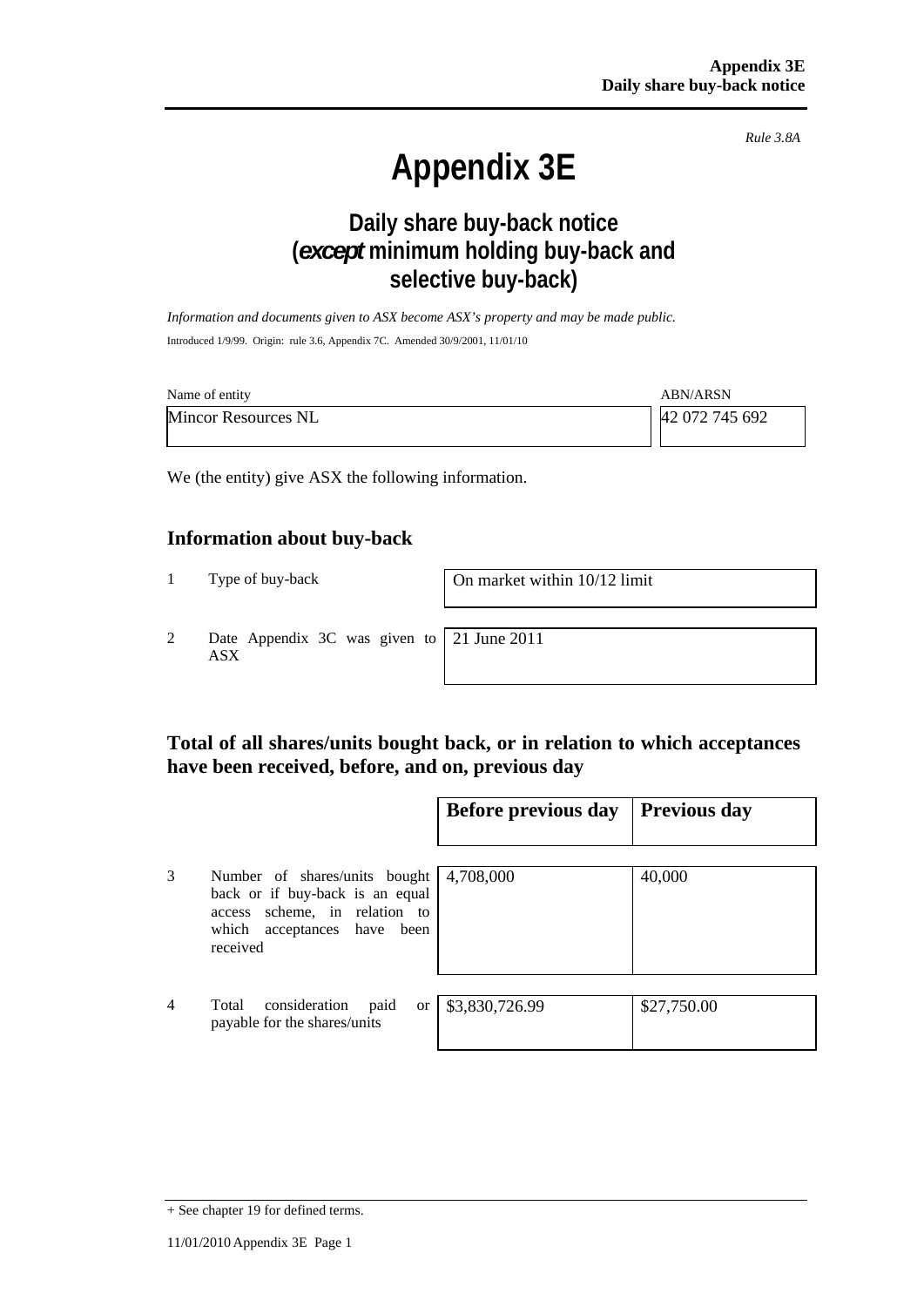*Rule 3.8A*

# Appendix 3E

## Daily share buy-back notice (*except* minimum holding buy-back and selective buy-back)

*Information and documents given to ASX become ASX's property and may be made public.*

Introduced 1/9/99. Origin: rule 3.6, Appendix 7C. Amended 30/9/2001, 11/01/10

| Name of entity | ABN/ARSN |
|---|---|
| Mincor Resources NL | 42 072 745 692 |

We (the entity) give ASX the following information.

## Information about buy-back

| | | |
|---|---|---|
| 1 | Type of buy-back | On market within 10/12 limit |
| 2 | Date Appendix 3C was given to ASX | 21 June 2011 |

## Total of all shares/units bought back, or in relation to which acceptances have been received, before, and on, previous day

| | | Before previous day | Previous day |
|---|---|---|---|
| 3 | Number of shares/units bought back or if buy-back is an equal access scheme, in relation to which acceptances have been received | 4,708,000 | 40,000 |
| 4 | Total consideration paid or payable for the shares/units | $3,830,726.99 | $27,750.00 |

+ See chapter 19 for defined terms.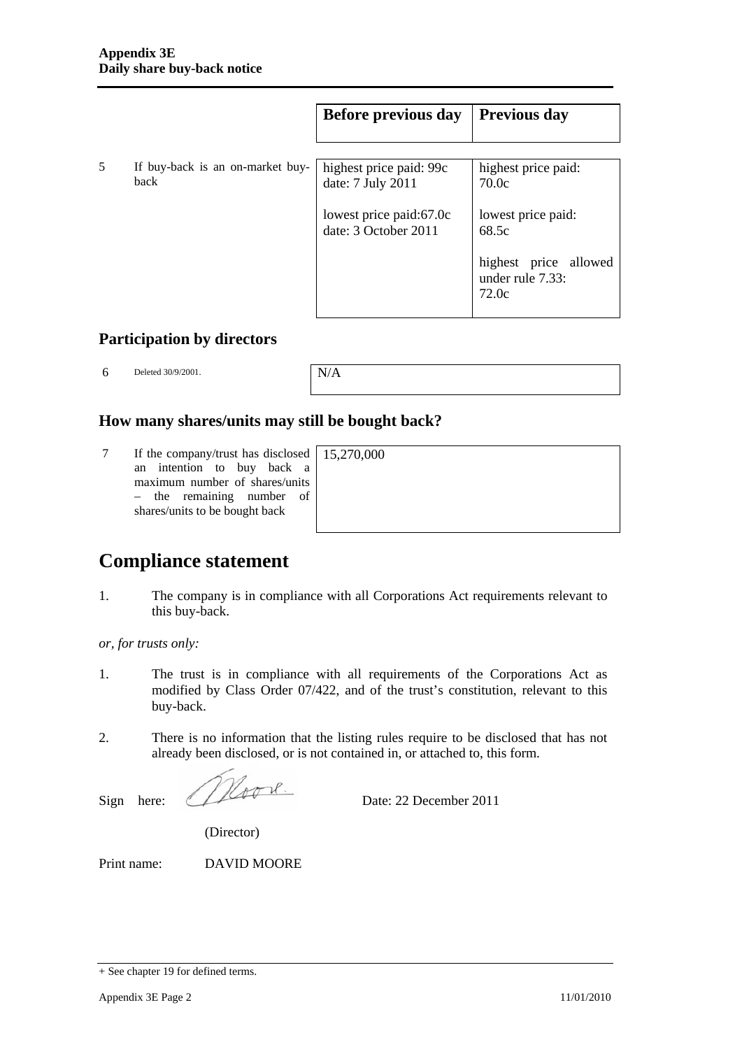**Appendix 3E**
**Daily share buy-back notice**

| | | Before previous day | Previous day |
|---|---|---|---|
| 5 | If buy-back is an on-market buy-back | highest price paid: 99c<br>date: 7 July 2011<br><br>lowest price paid:67.0c<br>date: 3 October 2011 | highest price paid: 70.0c<br><br>lowest price paid: 68.5c<br><br>highest price allowed under rule 7.33: 72.0c |

## Participation by directors

| | | |
|---|---|---|
| 6 | Deleted 30/9/2001. | N/A |

## How many shares/units may still be bought back?

| | | |
|---|---|---|
| 7 | If the company/trust has disclosed an intention to buy back a maximum number of shares/units – the remaining number of shares/units to be bought back | 15,270,000 |

# Compliance statement

1. The company is in compliance with all Corporations Act requirements relevant to this buy-back.

*or, for trusts only:*

1. The trust is in compliance with all requirements of the Corporations Act as modified by Class Order 07/422, and of the trust's constitution, relevant to this buy-back.

2. There is no information that the listing rules require to be disclosed that has not already been disclosed, or is not contained in, or attached to, this form.

Sign here: ............................ Date: 22 December 2011

(Director)

Print name: DAVID MOORE

+ See chapter 19 for defined terms.